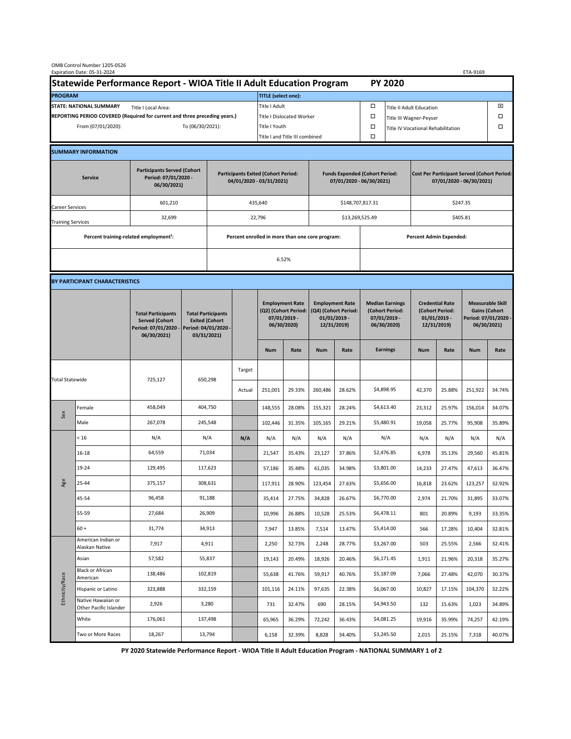OMB Control Number 1205-0526
Expiration Date: 05-31-2024

ETA-9169

# Statewide Performance Report - WIOA Title II Adult Education Program PY 2020

| PROGRAM | | TITLE (select one): | | | |
|---|---|---|---|---|---|
| STATE: NATIONAL SUMMARY | Title I Local Area: | Title I Adult | ☐ | Title II Adult Education | ☒ |
| REPORTING PERIOD COVERED (Required for current and three preceding years.) | | Title I Dislocated Worker | ☐ | Title III Wagner-Peyser | ☐ |
| From (07/01/2020): | To (06/30/2021): | Title I Youth | ☐ | Title IV Vocational Rehabilitation | ☐ |
| | | Title I and Title III combined | ☐ | | |

## SUMMARY INFORMATION

| Service | Participants Served (Cohort Period: 07/01/2020 - 06/30/2021) | Participants Exited (Cohort Period: 04/01/2020 - 03/31/2021) | Funds Expended (Cohort Period: 07/01/2020 - 06/30/2021) | Cost Per Participant Served (Cohort Period: 07/01/2020 - 06/30/2021) |
|---|---|---|---|---|
| Career Services | 601,210 | 435,640 | $148,707,817.31 | $247.35 |
| Training Services | 32,699 | 22,796 | $13,269,525.49 | $405.81 |

| Percent training-related employment[1]: | Percent enrolled in more than one core program: | Percent Admin Expended: |
|---|---|---|
| | 6.52% | |

## BY PARTICIPANT CHARACTERISTICS

| | | Total Participants Served (Cohort Period: 07/01/2020 - 06/30/2021) | Total Participants Exited (Cohort Period: 04/01/2020 - 03/31/2021) | | Employment Rate (Q2) (Cohort Period: 07/01/2019 - 06/30/2020) | | Employment Rate (Q4) (Cohort Period: 01/01/2019 - 12/31/2019) | | Median Earnings (Cohort Period: 07/01/2019 - 06/30/2020) | Credential Rate (Cohort Period: 01/01/2019 - 12/31/2019) | | Measurable Skill Gains (Cohort Period: 07/01/2020 - 06/30/2021) | |
|---|---|---|---|---|---|---|---|---|---|---|---|---|---|
| | | | | | Num | Rate | Num | Rate | Earnings | Num | Rate | Num | Rate |
| Total Statewide | | 725,127 | 650,298 | Target | | | | | | | | | |
| | | | | Actual | 251,001 | 29.33% | 260,486 | 28.62% | $4,898.95 | 42,370 | 25.88% | 251,922 | 34.74% |
| Sex | Female | 458,049 | 404,750 | | 148,555 | 28.08% | 155,321 | 28.24% | $4,613.40 | 23,312 | 25.97% | 156,014 | 34.07% |
| | Male | 267,078 | 245,548 | | 102,446 | 31.35% | 105,165 | 29.21% | $5,480.91 | 19,058 | 25.77% | 95,908 | 35.89% |
| Age | < 16 | N/A | N/A | N/A | N/A | N/A | N/A | N/A | N/A | N/A | N/A | N/A | N/A |
| | 16-18 | 64,559 | 71,034 | | 21,547 | 35.43% | 23,127 | 37.86% | $2,476.85 | 6,978 | 35.13% | 29,560 | 45.81% |
| | 19-24 | 129,495 | 117,623 | | 57,186 | 35.48% | 61,035 | 34.98% | $3,801.00 | 14,233 | 27.47% | 47,613 | 36.47% |
| | 25-44 | 375,157 | 308,631 | | 117,911 | 28.90% | 123,454 | 27.63% | $5,656.00 | 16,818 | 23.62% | 123,257 | 32.92% |
| | 45-54 | 96,458 | 91,188 | | 35,414 | 27.75% | 34,828 | 26.67% | $6,770.00 | 2,974 | 21.70% | 31,895 | 33.07% |
| | 55-59 | 27,684 | 26,909 | | 10,996 | 26.88% | 10,528 | 25.53% | $6,478.11 | 801 | 20.89% | 9,193 | 33.35% |
| | 60 + | 31,774 | 34,913 | | 7,947 | 13.85% | 7,514 | 13.47% | $5,414.00 | 566 | 17.28% | 10,404 | 32.81% |
| Ethnicity/Race | American Indian or Alaskan Native | 7,917 | 4,911 | | 2,250 | 32.73% | 2,248 | 28.77% | $3,267.00 | 503 | 25.55% | 2,566 | 32.41% |
| | Asian | 57,582 | 55,837 | | 19,143 | 20.49% | 18,926 | 20.46% | $6,171.45 | 1,911 | 21.96% | 20,318 | 35.27% |
| | Black or African American | 138,486 | 102,819 | | 55,638 | 41.76% | 59,917 | 40.76% | $5,187.09 | 7,066 | 27.48% | 42,070 | 30.37% |
| | Hispanic or Latino | 323,888 | 332,159 | | 101,116 | 24.11% | 97,635 | 22.38% | $6,067.00 | 10,827 | 17.15% | 104,370 | 32.22% |
| | Native Hawaiian or Other Pacific Islander | 2,926 | 3,280 | | 731 | 32.47% | 690 | 28.15% | $4,943.50 | 132 | 15.63% | 1,023 | 34.89% |
| | White | 176,061 | 137,498 | | 65,965 | 36.29% | 72,242 | 36.43% | $4,081.25 | 19,916 | 35.99% | 74,257 | 42.19% |
| | Two or More Races | 18,267 | 13,794 | | 6,158 | 32.39% | 8,828 | 34.40% | $3,245.50 | 2,015 | 25.15% | 7,318 | 40.07% |

PY 2020 Statewide Performance Report - WIOA Title II Adult Education Program - NATIONAL SUMMARY 1 of 2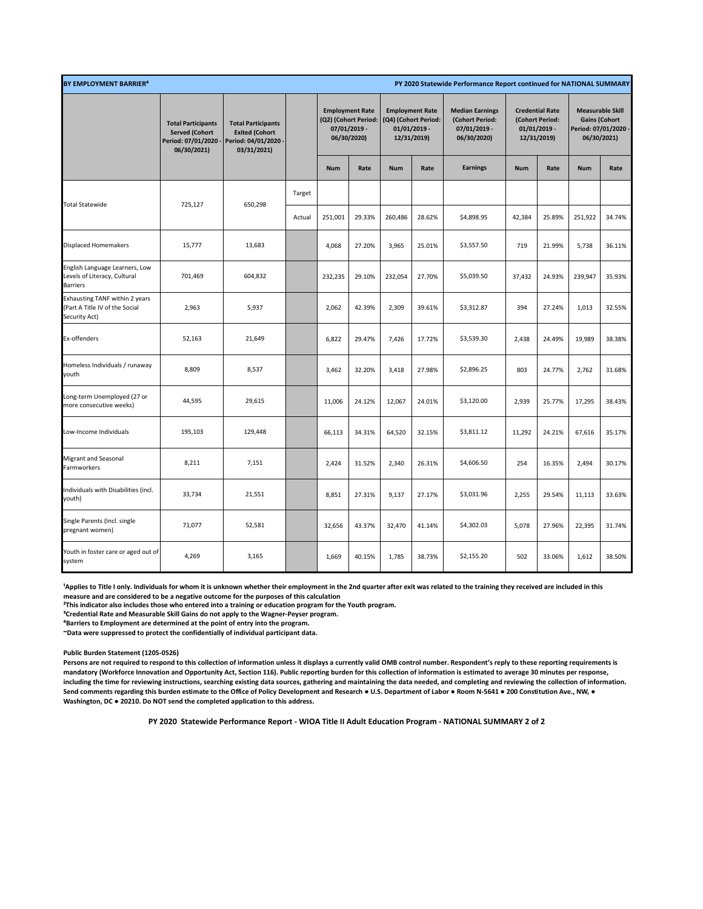| BY EMPLOYMENT BARRIER[4] | | | | PY 2020 Statewide Performance Report continued for NATIONAL SUMMARY | | | | | | | | |
|---|---|---|---|---|---|---|---|---|---|---|---|---|
| | Total Participants Served (Cohort Period: 07/01/2020 - 06/30/2021) | Total Participants Exited (Cohort Period: 04/01/2020 - 03/31/2021) | | Employment Rate (Q2) (Cohort Period: 07/01/2019 - 06/30/2020) | | Employment Rate (Q4) (Cohort Period: 01/01/2019 - 12/31/2019) | | Median Earnings (Cohort Period: 07/01/2019 - 06/30/2020) | Credential Rate (Cohort Period: 01/01/2019 - 12/31/2019) | | Measurable Skill Gains (Cohort Period: 07/01/2020 - 06/30/2021) | |
| | | | | Num | Rate | Num | Rate | Earnings | Num | Rate | Num | Rate |
| Total Statewide | 725,127 | 650,298 | Target | | | | | | | | | |
| | | | Actual | 251,001 | 29.33% | 260,486 | 28.62% | $4,898.95 | 42,384 | 25.89% | 251,922 | 34.74% |
| Displaced Homemakers | 15,777 | 13,683 | | 4,068 | 27.20% | 3,965 | 25.01% | $3,557.50 | 719 | 21.99% | 5,738 | 36.11% |
| English Language Learners, Low Levels of Literacy, Cultural Barriers | 701,469 | 604,832 | | 232,235 | 29.10% | 232,054 | 27.70% | $5,039.50 | 37,432 | 24.93% | 239,947 | 35.93% |
| Exhausting TANF within 2 years (Part A Title IV of the Social Security Act) | 2,963 | 5,937 | | 2,062 | 42.39% | 2,309 | 39.61% | $3,312.87 | 394 | 27.24% | 1,013 | 32.55% |
| Ex-offenders | 52,163 | 21,649 | | 6,822 | 29.47% | 7,426 | 17.72% | $3,539.30 | 2,438 | 24.49% | 19,989 | 38.38% |
| Homeless Individuals / runaway youth | 8,809 | 8,537 | | 3,462 | 32.20% | 3,418 | 27.98% | $2,896.25 | 803 | 24.77% | 2,762 | 31.68% |
| Long-term Unemployed (27 or more consecutive weeks) | 44,595 | 29,615 | | 11,006 | 24.12% | 12,067 | 24.01% | $3,120.00 | 2,939 | 25.77% | 17,295 | 38.43% |
| Low-Income Individuals | 195,103 | 129,448 | | 66,113 | 34.31% | 64,520 | 32.15% | $3,811.12 | 11,292 | 24.21% | 67,616 | 35.17% |
| Migrant and Seasonal Farmworkers | 8,211 | 7,151 | | 2,424 | 31.52% | 2,340 | 26.31% | $4,606.50 | 254 | 16.35% | 2,494 | 30.17% |
| Individuals with Disabilities (incl. youth) | 33,734 | 21,551 | | 8,851 | 27.31% | 9,137 | 27.17% | $3,031.96 | 2,255 | 29.54% | 11,113 | 33.63% |
| Single Parents (Incl. single pregnant women) | 71,077 | 52,581 | | 32,656 | 43.37% | 32,470 | 41.14% | $4,302.03 | 5,078 | 27.96% | 22,395 | 31.74% |
| Youth in foster care or aged out of system | 4,269 | 3,165 | | 1,669 | 40.15% | 1,785 | 38.73% | $2,155.20 | 502 | 33.06% | 1,612 | 38.50% |

**[1]Applies to Title I only. Individuals for whom it is unknown whether their employment in the 2nd quarter after exit was related to the training they received are included in this measure and are considered to be a negative outcome for the purposes of this calculation**

**[2]This indicator also includes those who entered into a training or education program for the Youth program.**

**[3]Credential Rate and Measurable Skill Gains do not apply to the Wagner-Peyser program.**

**[4]Barriers to Employment are determined at the point of entry into the program.**

**~Data were suppressed to protect the confidentially of individual participant data.**

**Public Burden Statement (1205-0526)**

**Persons are not required to respond to this collection of information unless it displays a currently valid OMB control number. Respondent's reply to these reporting requirements is mandatory (Workforce Innovation and Opportunity Act, Section 116). Public reporting burden for this collection of information is estimated to average 30 minutes per response, including the time for reviewing instructions, searching existing data sources, gathering and maintaining the data needed, and completing and reviewing the collection of information. Send comments regarding this burden estimate to the Office of Policy Development and Research ● U.S. Department of Labor ● Room N-5641 ● 200 Constitution Ave., NW, ● Washington, DC ● 20210. Do NOT send the completed application to this address.**

**PY 2020 Statewide Performance Report - WIOA Title II Adult Education Program - NATIONAL SUMMARY 2 of 2**